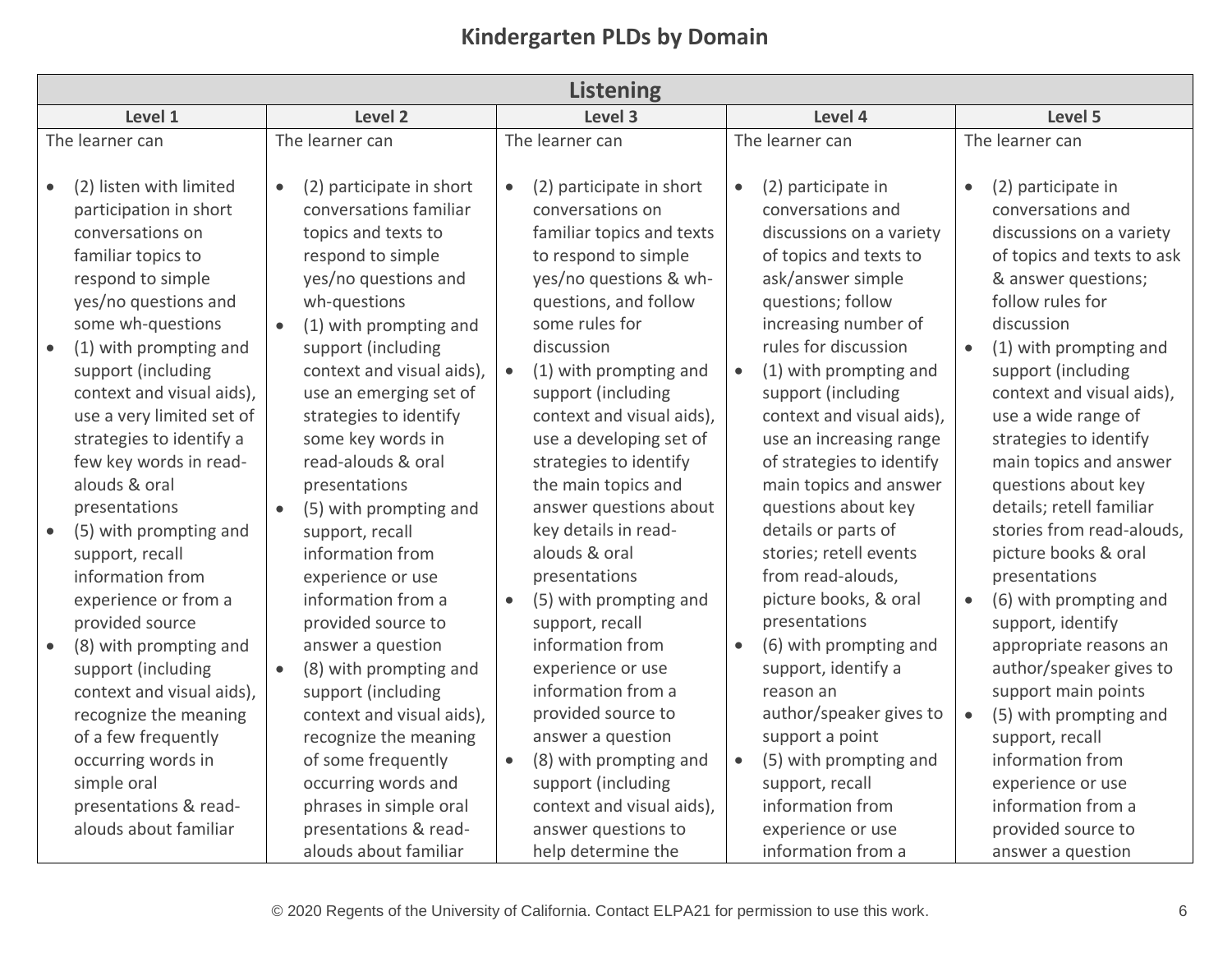# Kindergarten PLDs by Domain

| Listening | | | | |
|---|---|---|---|---|
| **Level 1** | **Level 2** | **Level 3** | **Level 4** | **Level 5** |
| The learner can<br><br>• (2) listen with limited participation in short conversations on familiar topics to respond to simple yes/no questions and some wh-questions<br>• (1) with prompting and support (including context and visual aids), use a very limited set of strategies to identify a few key words in read-alouds & oral presentations<br>• (5) with prompting and support, recall information from experience or from a provided source<br>• (8) with prompting and support (including context and visual aids), recognize the meaning of a few frequently occurring words in simple oral presentations & read-alouds about familiar | The learner can<br><br>• (2) participate in short conversations familiar topics and texts to respond to simple yes/no questions and wh-questions<br>• (1) with prompting and support (including context and visual aids), use an emerging set of strategies to identify some key words in read-alouds & oral presentations<br>• (5) with prompting and support, recall information from experience or use information from a provided source to answer a question<br>• (8) with prompting and support (including context and visual aids), recognize the meaning of some frequently occurring words and phrases in simple oral presentations & read-alouds about familiar | The learner can<br><br>• (2) participate in short conversations on familiar topics and texts to respond to simple yes/no questions & wh-questions, and follow some rules for discussion<br>• (1) with prompting and support (including context and visual aids), use a developing set of strategies to identify the main topics and answer questions about key details in read-alouds & oral presentations<br>• (5) with prompting and support, recall information from experience or use information from a provided source to answer a question<br>• (8) with prompting and support (including context and visual aids), answer questions to help determine the | The learner can<br><br>• (2) participate in conversations and discussions on a variety of topics and texts to ask/answer simple questions; follow increasing number of rules for discussion<br>• (1) with prompting and support (including context and visual aids), use an increasing range of strategies to identify main topics and answer questions about key details or parts of stories; retell events from read-alouds, picture books, & oral presentations<br>• (6) with prompting and support, identify a reason an author/speaker gives to support a point<br>• (5) with prompting and support, recall information from experience or use information from a | The learner can<br><br>• (2) participate in conversations and discussions on a variety of topics and texts to ask & answer questions; follow rules for discussion<br>• (1) with prompting and support (including context and visual aids), use a wide range of strategies to identify main topics and answer questions about key details; retell familiar stories from read-alouds, picture books & oral presentations<br>• (6) with prompting and support, identify appropriate reasons an author/speaker gives to support main points<br>• (5) with prompting and support, recall information from experience or use information from a provided source to answer a question |

© 2020 Regents of the University of California. Contact ELPA21 for permission to use this work.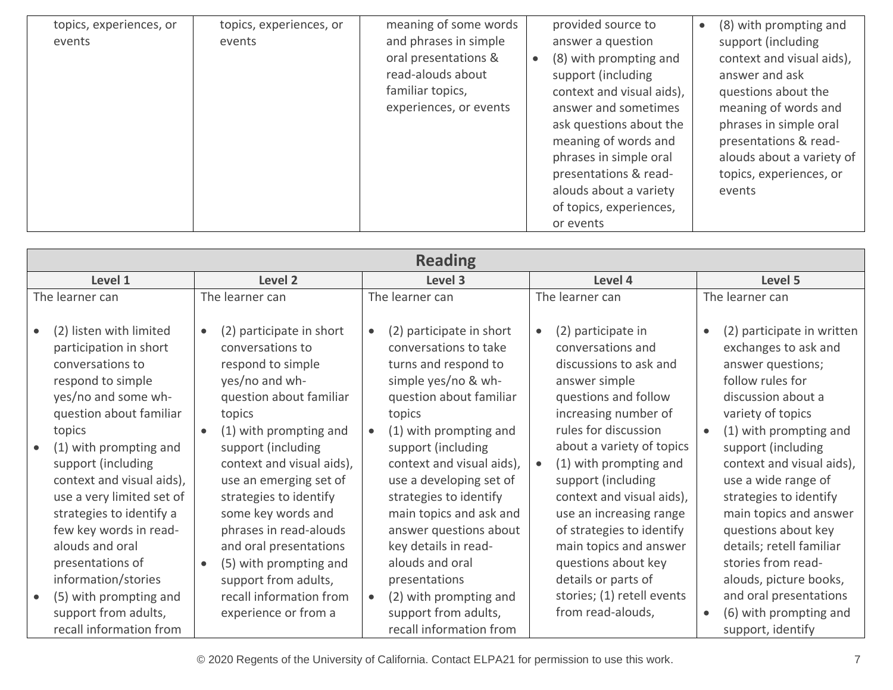| | | | | |
|---|---|---|---|---|
| topics, experiences, or events | topics, experiences, or events | meaning of some words and phrases in simple oral presentations & read-alouds about familiar topics, experiences, or events | provided source to answer a question<br>• (8) with prompting and support (including context and visual aids), answer and sometimes ask questions about the meaning of words and phrases in simple oral presentations & read-alouds about a variety of topics, experiences, or events | • (8) with prompting and support (including context and visual aids), answer and ask questions about the meaning of words and phrases in simple oral presentations & read-alouds about a variety of topics, experiences, or events |

| Reading | | | | |
|---|---|---|---|---|
| **Level 1** | **Level 2** | **Level 3** | **Level 4** | **Level 5** |
| The learner can<br><br>• (2) listen with limited participation in short conversations to respond to simple yes/no and some wh-question about familiar topics<br>• (1) with prompting and support (including context and visual aids), use a very limited set of strategies to identify a few key words in read-alouds and oral presentations of information/stories<br>• (5) with prompting and support from adults, recall information from | The learner can<br><br>• (2) participate in short conversations to respond to simple yes/no and wh-question about familiar topics<br>• (1) with prompting and support (including context and visual aids), use an emerging set of strategies to identify some key words and phrases in read-alouds and oral presentations<br>• (5) with prompting and support from adults, recall information from experience or from a | The learner can<br><br>• (2) participate in short conversations to take turns and respond to simple yes/no & wh-question about familiar topics<br>• (1) with prompting and support (including context and visual aids), use a developing set of strategies to identify main topics and ask and answer questions about key details in read-alouds and oral presentations<br>• (2) with prompting and support from adults, recall information from | The learner can<br><br>• (2) participate in conversations and discussions to ask and answer simple questions and follow increasing number of rules for discussion about a variety of topics<br>• (1) with prompting and support (including context and visual aids), use an increasing range of strategies to identify main topics and answer questions about key details or parts of stories; (1) retell events from read-alouds, | The learner can<br><br>• (2) participate in written exchanges to ask and answer questions; follow rules for discussion about a variety of topics<br>• (1) with prompting and support (including context and visual aids), use a wide range of strategies to identify main topics and answer questions about key details; retell familiar stories from read-alouds, picture books, and oral presentations<br>• (6) with prompting and support, identify |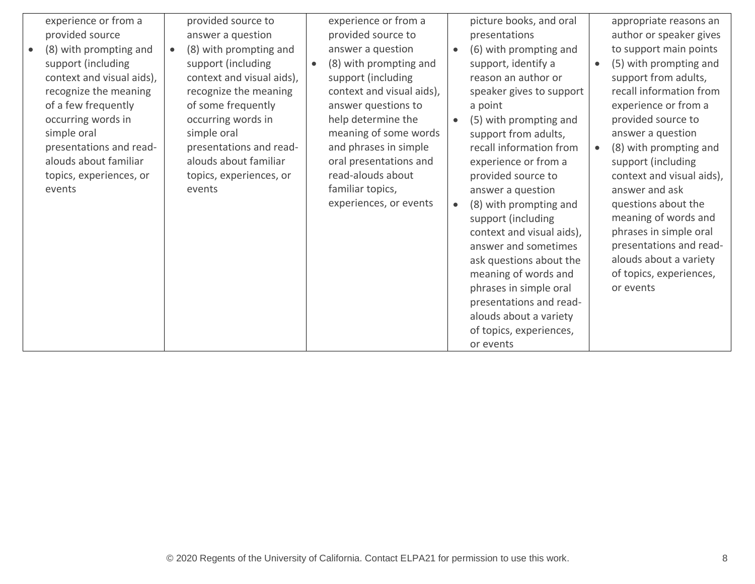| | | | | |
|---|---|---|---|---|
| experience or from a provided source<br>• (8) with prompting and support (including context and visual aids), recognize the meaning of a few frequently occurring words in simple oral presentations and read-alouds about familiar topics, experiences, or events | provided source to answer a question<br>• (8) with prompting and support (including context and visual aids), recognize the meaning of some frequently occurring words in simple oral presentations and read-alouds about familiar topics, experiences, or events | experience or from a provided source to answer a question<br>• (8) with prompting and support (including context and visual aids), answer questions to help determine the meaning of some words and phrases in simple oral presentations and read-alouds about familiar topics, experiences, or events | picture books, and oral presentations<br>• (6) with prompting and support, identify a reason an author or speaker gives to support a point<br>• (5) with prompting and support from adults, recall information from experience or from a provided source to answer a question<br>• (8) with prompting and support (including context and visual aids), answer and sometimes ask questions about the meaning of words and phrases in simple oral presentations and read-alouds about a variety of topics, experiences, or events | appropriate reasons an author or speaker gives to support main points<br>• (5) with prompting and support from adults, recall information from experience or from a provided source to answer a question<br>• (8) with prompting and support (including context and visual aids), answer and ask questions about the meaning of words and phrases in simple oral presentations and read-alouds about a variety of topics, experiences, or events |

© 2020 Regents of the University of California. Contact ELPA21 for permission to use this work.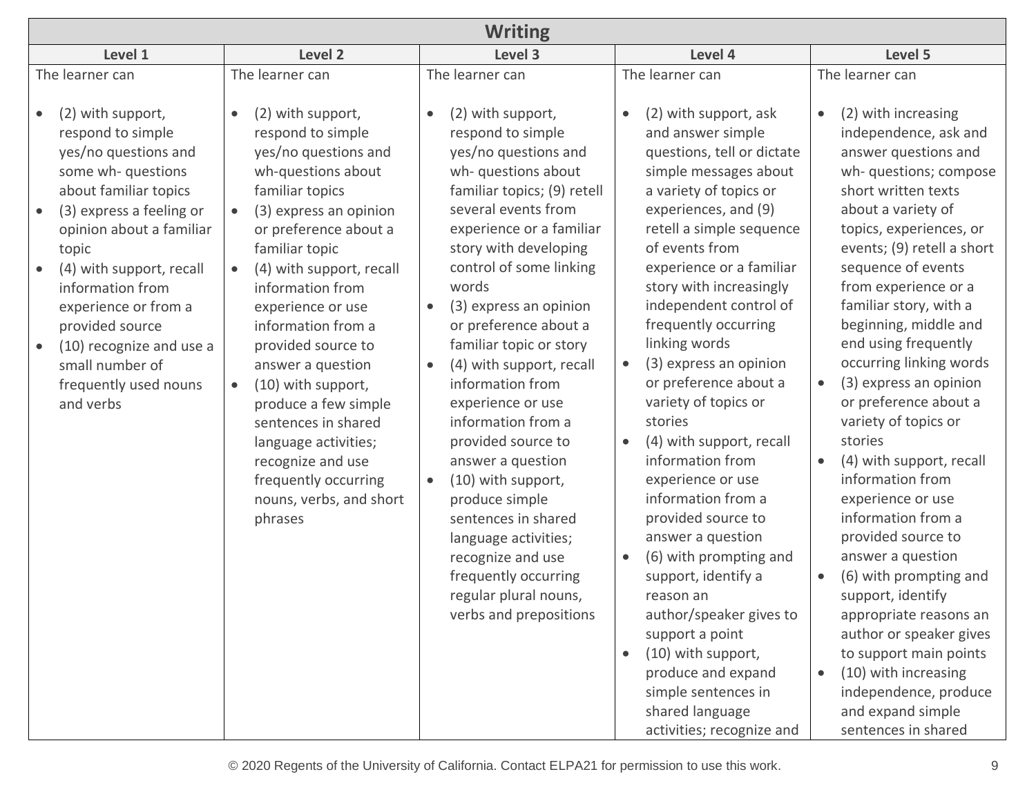| Writing | | | | |
|---|---|---|---|---|
| **Level 1** | **Level 2** | **Level 3** | **Level 4** | **Level 5** |
| The learner can<br><br>• (2) with support, respond to simple yes/no questions and some wh- questions about familiar topics<br>• (3) express a feeling or opinion about a familiar topic<br>• (4) with support, recall information from experience or from a provided source<br>• (10) recognize and use a small number of frequently used nouns and verbs | The learner can<br><br>• (2) with support, respond to simple yes/no questions and wh-questions about familiar topics<br>• (3) express an opinion or preference about a familiar topic<br>• (4) with support, recall information from experience or use information from a provided source to answer a question<br>• (10) with support, produce a few simple sentences in shared language activities; recognize and use frequently occurring nouns, verbs, and short phrases | The learner can<br><br>• (2) with support, respond to simple yes/no questions and wh- questions about familiar topics; (9) retell several events from experience or a familiar story with developing control of some linking words<br>• (3) express an opinion or preference about a familiar topic or story<br>• (4) with support, recall information from experience or use information from a provided source to answer a question<br>• (10) with support, produce simple sentences in shared language activities; recognize and use frequently occurring regular plural nouns, verbs and prepositions | The learner can<br><br>• (2) with support, ask and answer simple questions, tell or dictate simple messages about a variety of topics or experiences, and (9) retell a simple sequence of events from experience or a familiar story with increasingly independent control of frequently occurring linking words<br>• (3) express an opinion or preference about a variety of topics or stories<br>• (4) with support, recall information from experience or use information from a provided source to answer a question<br>• (6) with prompting and support, identify a reason an author/speaker gives to support a point<br>• (10) with support, produce and expand simple sentences in shared language activities; recognize and | The learner can<br><br>• (2) with increasing independence, ask and answer questions and wh- questions; compose short written texts about a variety of topics, experiences, or events; (9) retell a short sequence of events from experience or a familiar story, with a beginning, middle and end using frequently occurring linking words<br>• (3) express an opinion or preference about a variety of topics or stories<br>• (4) with support, recall information from experience or use information from a provided source to answer a question<br>• (6) with prompting and support, identify appropriate reasons an author or speaker gives to support main points<br>• (10) with increasing independence, produce and expand simple sentences in shared |

© 2020 Regents of the University of California. Contact ELPA21 for permission to use this work.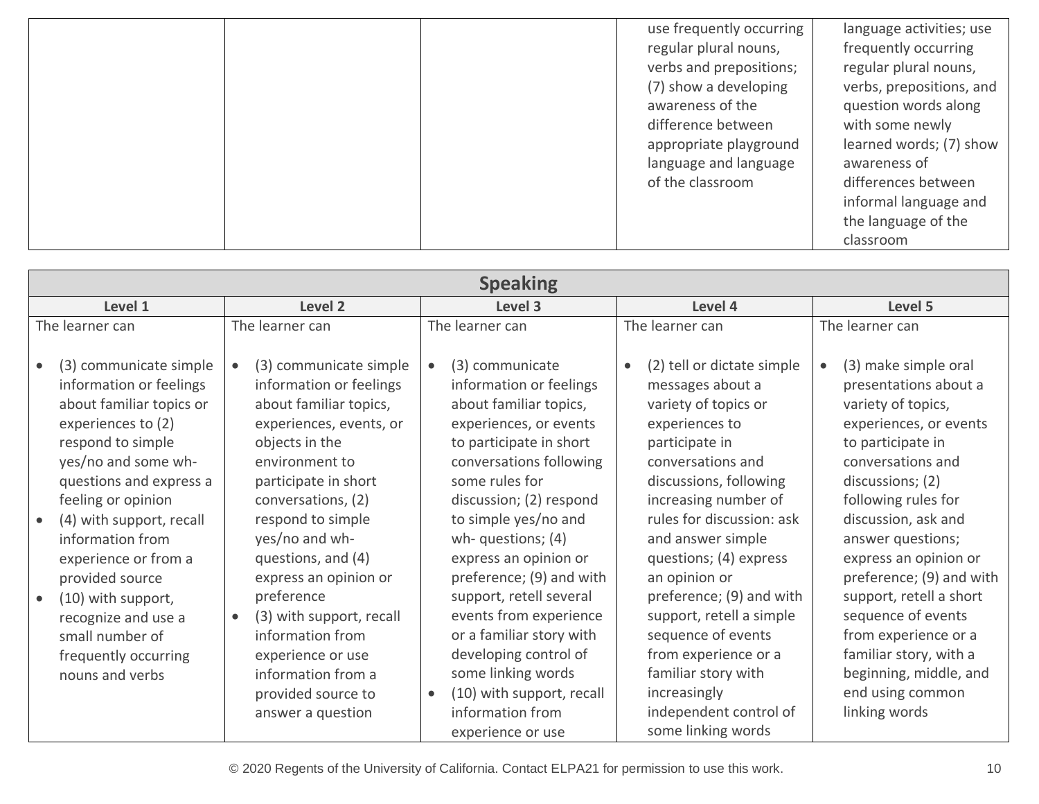| | | | | |
|---|---|---|---|---|
| | | | use frequently occurring regular plural nouns, verbs and prepositions; (7) show a developing awareness of the difference between appropriate playground language and language of the classroom | language activities; use frequently occurring regular plural nouns, verbs, prepositions, and question words along with some newly learned words; (7) show awareness of differences between informal language and the language of the classroom |

| Speaking | | | | |
|---|---|---|---|---|
| **Level 1** | **Level 2** | **Level 3** | **Level 4** | **Level 5** |
| The learner can<br><br>• (3) communicate simple information or feelings about familiar topics or experiences to (2) respond to simple yes/no and some wh-questions and express a feeling or opinion<br>• (4) with support, recall information from experience or from a provided source<br>• (10) with support, recognize and use a small number of frequently occurring nouns and verbs | The learner can<br><br>• (3) communicate simple information or feelings about familiar topics, experiences, events, or objects in the environment to participate in short conversations, (2) respond to simple yes/no and wh-questions, and (4) express an opinion or preference<br>• (3) with support, recall information from experience or use information from a provided source to answer a question | The learner can<br><br>• (3) communicate information or feelings about familiar topics, experiences, or events to participate in short conversations following some rules for discussion; (2) respond to simple yes/no and wh- questions; (4) express an opinion or preference; (9) and with support, retell several events from experience or a familiar story with developing control of some linking words<br>• (10) with support, recall information from experience or use | The learner can<br><br>• (2) tell or dictate simple messages about a variety of topics or experiences to participate in conversations and discussions, following increasing number of rules for discussion: ask and answer simple questions; (4) express an opinion or preference; (9) and with support, retell a simple sequence of events from experience or a familiar story with increasingly independent control of some linking words | The learner can<br><br>• (3) make simple oral presentations about a variety of topics, experiences, or events to participate in conversations and discussions; (2) following rules for discussion, ask and answer questions; express an opinion or preference; (9) and with support, retell a short sequence of events from experience or a familiar story, with a beginning, middle, and end using common linking words |

© 2020 Regents of the University of California. Contact ELPA21 for permission to use this work.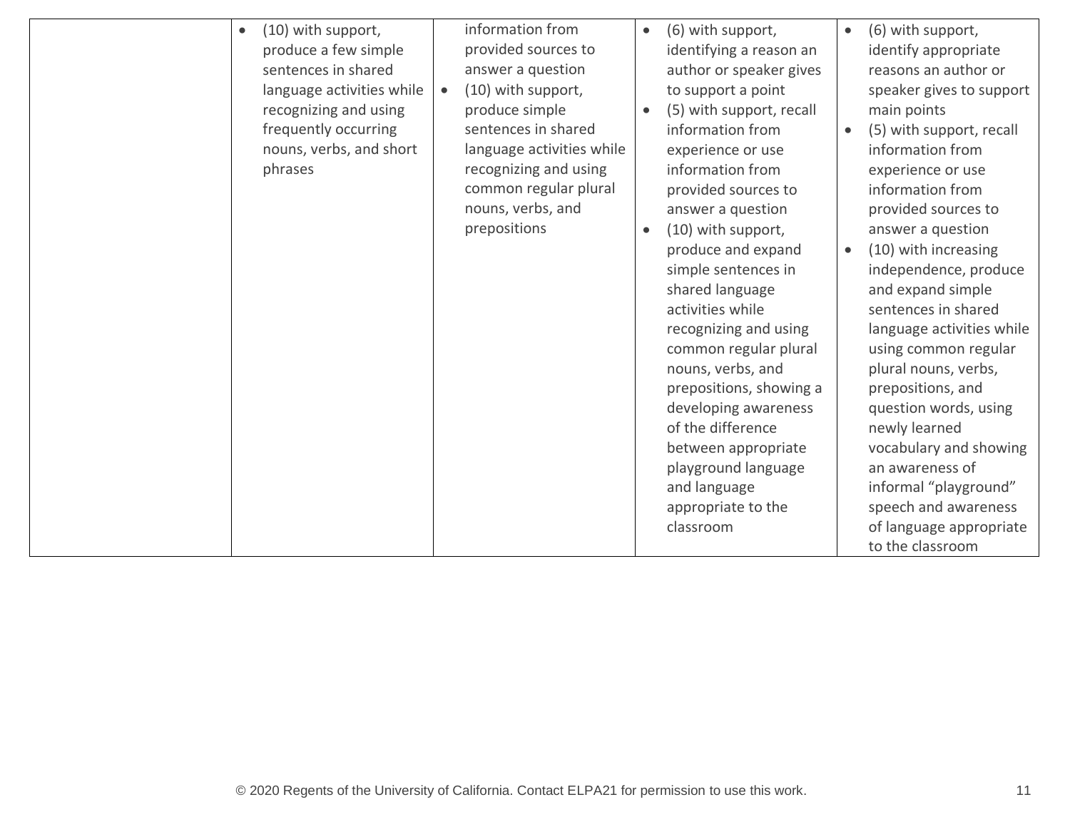| | | | | |
|---|---|---|---|---|
| | • (10) with support, produce a few simple sentences in shared language activities while recognizing and using frequently occurring nouns, verbs, and short phrases | information from provided sources to answer a question<br>• (10) with support, produce simple sentences in shared language activities while recognizing and using common regular plural nouns, verbs, and prepositions | • (6) with support, identifying a reason an author or speaker gives to support a point<br>• (5) with support, recall information from experience or use information from provided sources to answer a question<br>• (10) with support, produce and expand simple sentences in shared language activities while recognizing and using common regular plural nouns, verbs, and prepositions, showing a developing awareness of the difference between appropriate playground language and language appropriate to the classroom | • (6) with support, identify appropriate reasons an author or speaker gives to support main points<br>• (5) with support, recall information from experience or use information from provided sources to answer a question<br>• (10) with increasing independence, produce and expand simple sentences in shared language activities while using common regular plural nouns, verbs, prepositions, and question words, using newly learned vocabulary and showing an awareness of informal "playground" speech and awareness of language appropriate to the classroom |

© 2020 Regents of the University of California. Contact ELPA21 for permission to use this work.